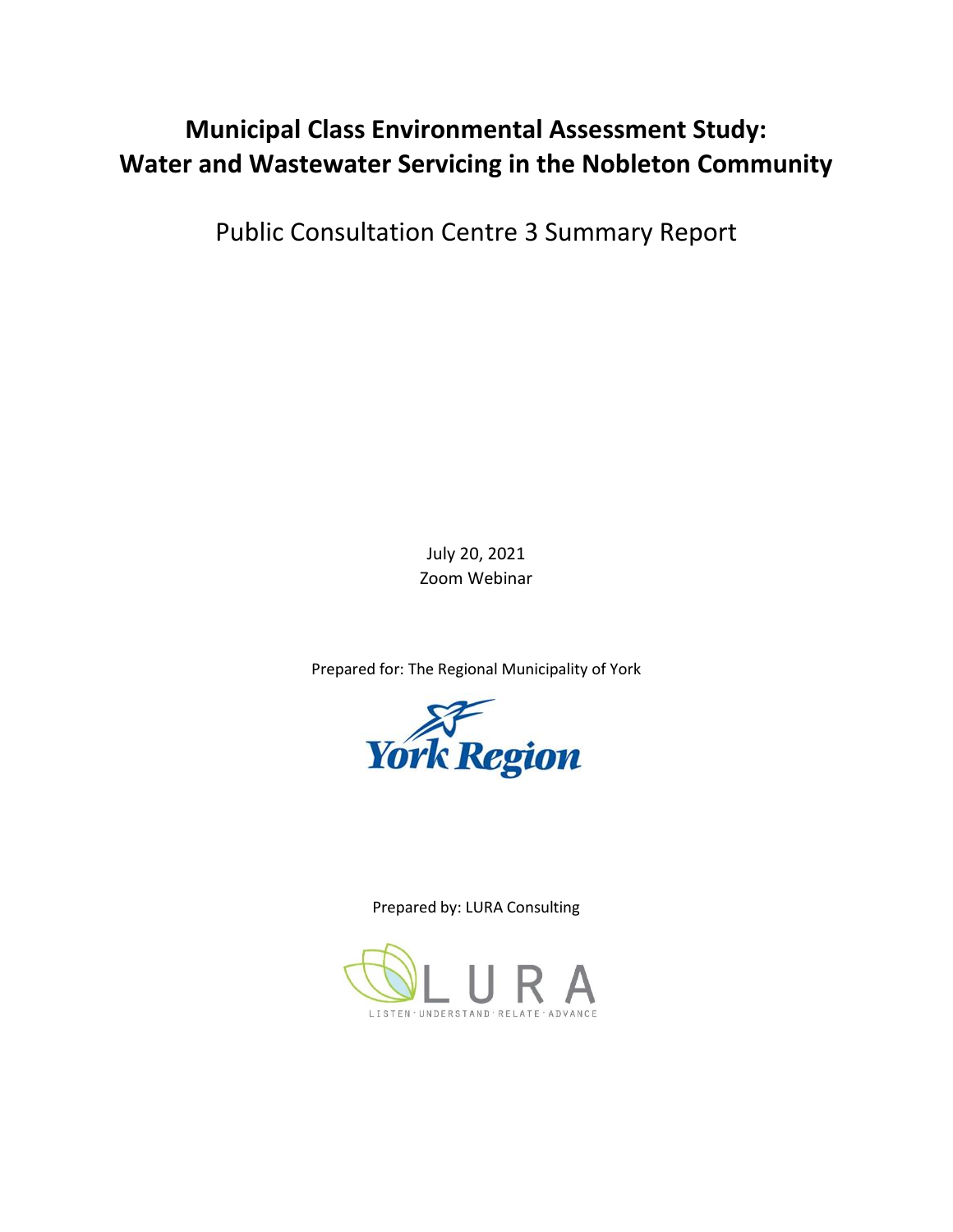# Municipal Class Environmental Assessment Study: Water and Wastewater Servicing in the Nobleton Community

Public Consultation Centre 3 Summary Report

July 20, 2021

Zoom Webinar

Prepared for: The Regional Municipality of York

York Region

Prepared by: LURA Consulting

LURA

LISTEN · UNDERSTAND · RELATE · ADVANCE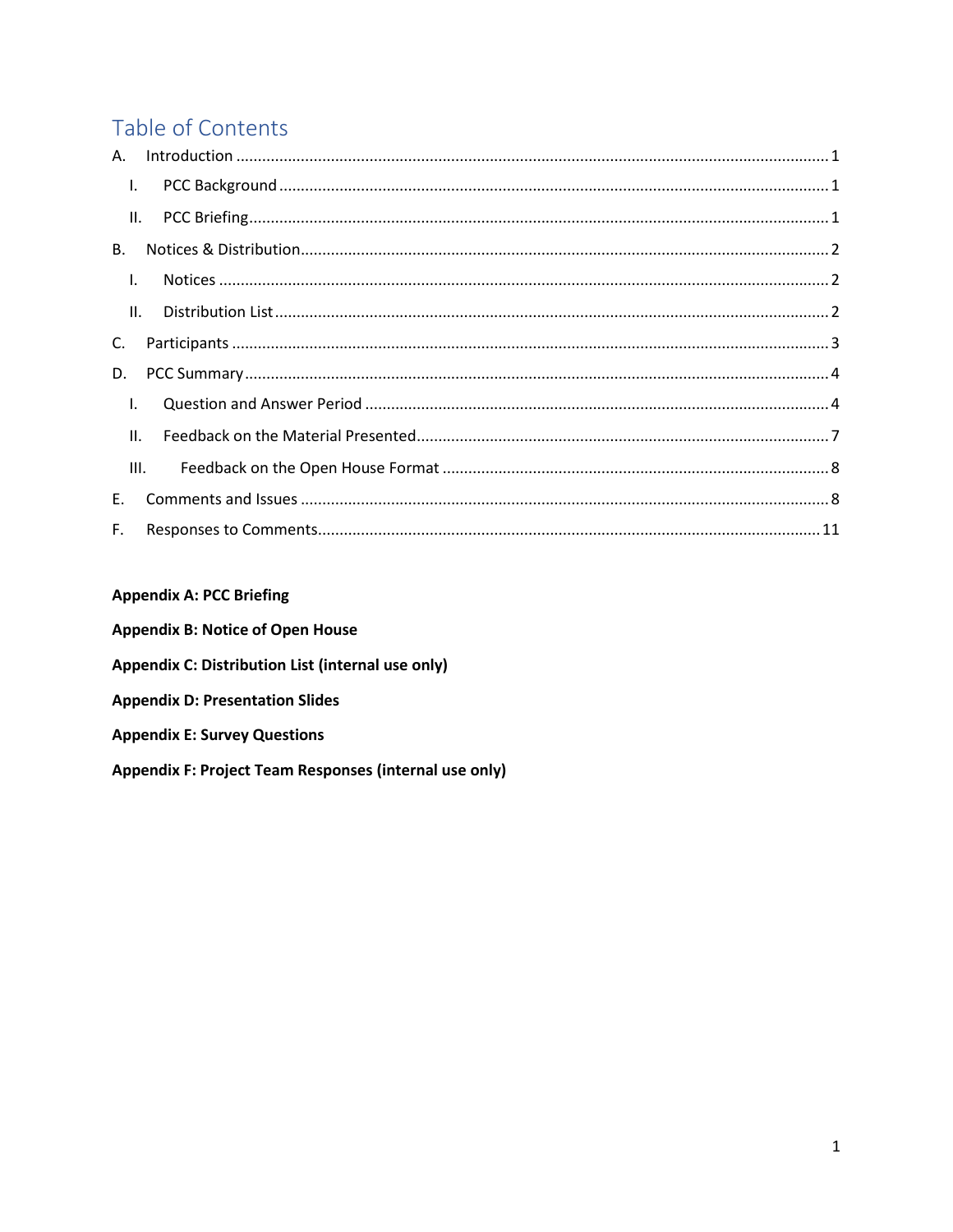# Table of Contents

A. Introduction ........................................................................................................................................ 1

- I. PCC Background .............................................................................................................................. 1
- II. PCC Briefing ..................................................................................................................................... 1

B. Notices & Distribution .......................................................................................................................... 2

- I. Notices ............................................................................................................................................ 2
- II. Distribution List ............................................................................................................................... 2

C. Participants ......................................................................................................................................... 3

D. PCC Summary ...................................................................................................................................... 4

- I. Question and Answer Period ........................................................................................................... 4
- II. Feedback on the Material Presented ............................................................................................... 7
- III. Feedback on the Open House Format ......................................................................................... 8

E. Comments and Issues .......................................................................................................................... 8

F. Responses to Comments ................................................................................................................... 11

**Appendix A: PCC Briefing**

**Appendix B: Notice of Open House**

**Appendix C: Distribution List (internal use only)**

**Appendix D: Presentation Slides**

**Appendix E: Survey Questions**

**Appendix F: Project Team Responses (internal use only)**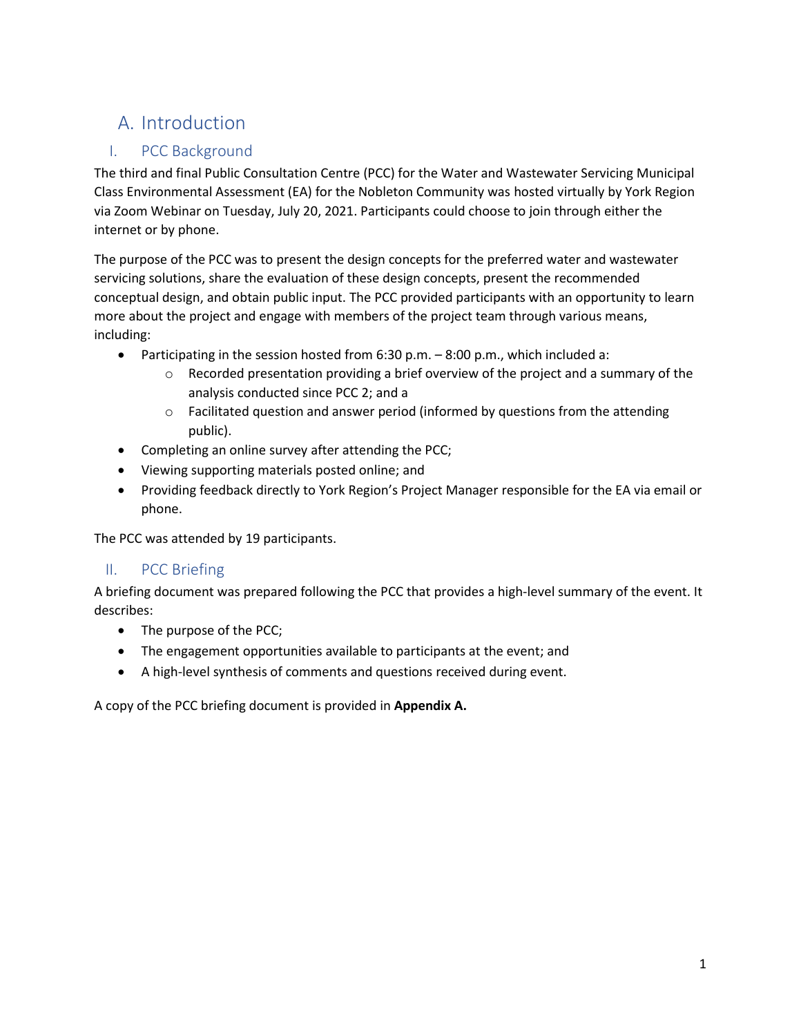# A. Introduction

## I. PCC Background

The third and final Public Consultation Centre (PCC) for the Water and Wastewater Servicing Municipal Class Environmental Assessment (EA) for the Nobleton Community was hosted virtually by York Region via Zoom Webinar on Tuesday, July 20, 2021. Participants could choose to join through either the internet or by phone.

The purpose of the PCC was to present the design concepts for the preferred water and wastewater servicing solutions, share the evaluation of these design concepts, present the recommended conceptual design, and obtain public input. The PCC provided participants with an opportunity to learn more about the project and engage with members of the project team through various means, including:

- Participating in the session hosted from 6:30 p.m. – 8:00 p.m., which included a:
  - Recorded presentation providing a brief overview of the project and a summary of the analysis conducted since PCC 2; and a
  - Facilitated question and answer period (informed by questions from the attending public).
- Completing an online survey after attending the PCC;
- Viewing supporting materials posted online; and
- Providing feedback directly to York Region's Project Manager responsible for the EA via email or phone.

The PCC was attended by 19 participants.

## II. PCC Briefing

A briefing document was prepared following the PCC that provides a high-level summary of the event. It describes:

- The purpose of the PCC;
- The engagement opportunities available to participants at the event; and
- A high-level synthesis of comments and questions received during event.

A copy of the PCC briefing document is provided in **Appendix A.**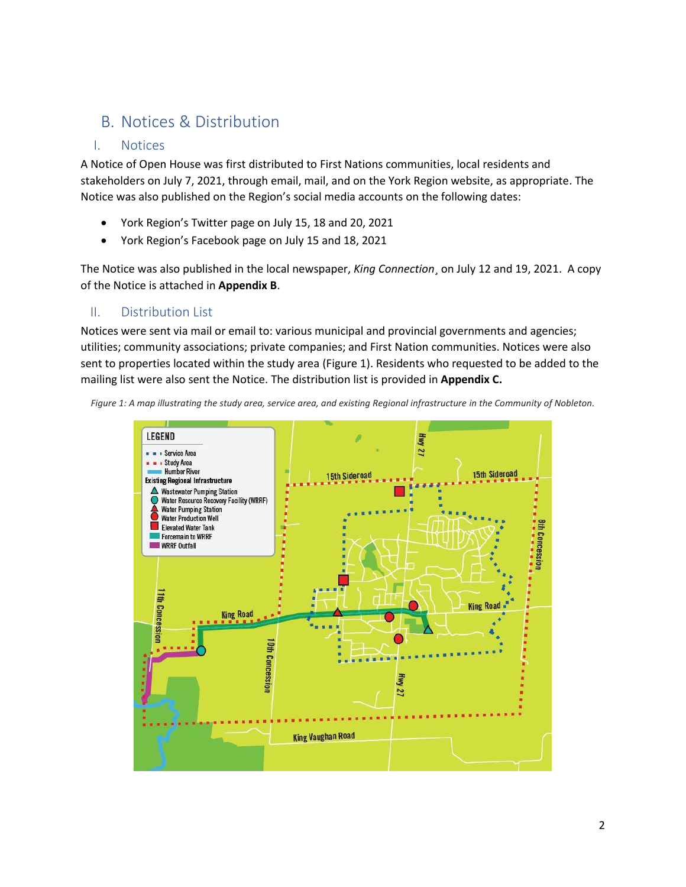## B. Notices & Distribution

### I. Notices

A Notice of Open House was first distributed to First Nations communities, local residents and stakeholders on July 7, 2021, through email, mail, and on the York Region website, as appropriate. The Notice was also published on the Region's social media accounts on the following dates:

- York Region's Twitter page on July 15, 18 and 20, 2021
- York Region's Facebook page on July 15 and 18, 2021

The Notice was also published in the local newspaper, *King Connection*¸ on July 12 and 19, 2021. A copy of the Notice is attached in **Appendix B**.

### II. Distribution List

Notices were sent via mail or email to: various municipal and provincial governments and agencies; utilities; community associations; private companies; and First Nation communities. Notices were also sent to properties located within the study area (Figure 1). Residents who requested to be added to the mailing list were also sent the Notice. The distribution list is provided in **Appendix C.**

*Figure 1: A map illustrating the study area, service area, and existing Regional infrastructure in the Community of Nobleton.*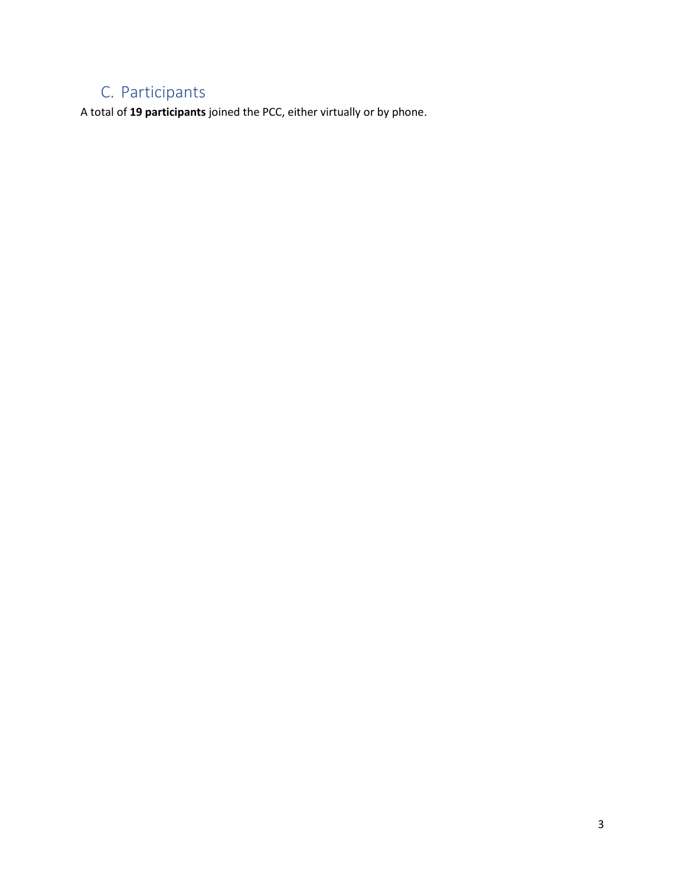## C. Participants

A total of **19 participants** joined the PCC, either virtually or by phone.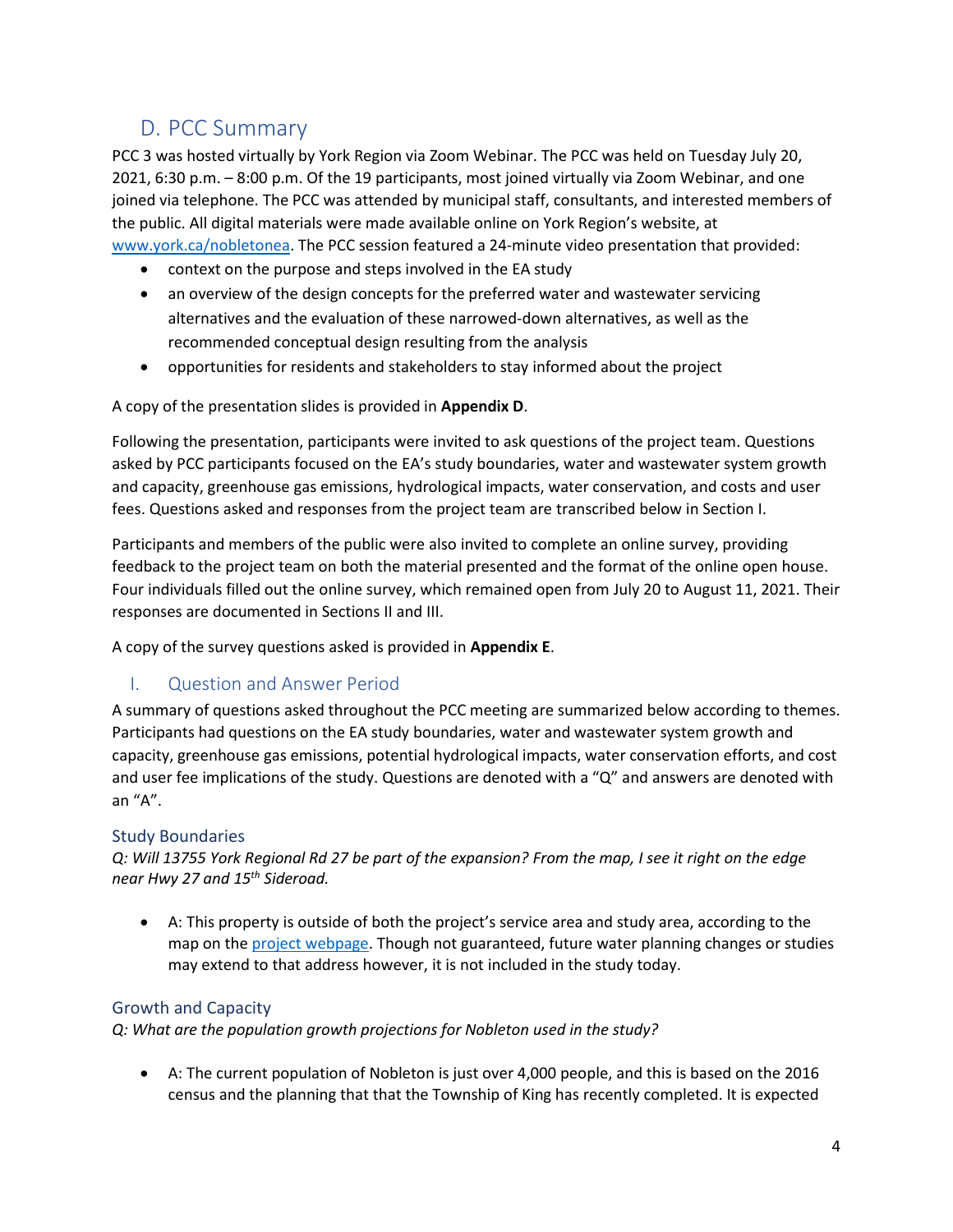## D. PCC Summary

PCC 3 was hosted virtually by York Region via Zoom Webinar. The PCC was held on Tuesday July 20, 2021, 6:30 p.m. – 8:00 p.m. Of the 19 participants, most joined virtually via Zoom Webinar, and one joined via telephone. The PCC was attended by municipal staff, consultants, and interested members of the public. All digital materials were made available online on York Region's website, at [www.york.ca/nobletonea](www.york.ca/nobletonea). The PCC session featured a 24-minute video presentation that provided:

- context on the purpose and steps involved in the EA study
- an overview of the design concepts for the preferred water and wastewater servicing alternatives and the evaluation of these narrowed-down alternatives, as well as the recommended conceptual design resulting from the analysis
- opportunities for residents and stakeholders to stay informed about the project

A copy of the presentation slides is provided in **Appendix D**.

Following the presentation, participants were invited to ask questions of the project team. Questions asked by PCC participants focused on the EA's study boundaries, water and wastewater system growth and capacity, greenhouse gas emissions, hydrological impacts, water conservation, and costs and user fees. Questions asked and responses from the project team are transcribed below in Section I.

Participants and members of the public were also invited to complete an online survey, providing feedback to the project team on both the material presented and the format of the online open house. Four individuals filled out the online survey, which remained open from July 20 to August 11, 2021. Their responses are documented in Sections II and III.

A copy of the survey questions asked is provided in **Appendix E**.

### I. Question and Answer Period

A summary of questions asked throughout the PCC meeting are summarized below according to themes. Participants had questions on the EA study boundaries, water and wastewater system growth and capacity, greenhouse gas emissions, potential hydrological impacts, water conservation efforts, and cost and user fee implications of the study. Questions are denoted with a "Q" and answers are denoted with an "A".

#### Study Boundaries

*Q: Will 13755 York Regional Rd 27 be part of the expansion? From the map, I see it right on the edge near Hwy 27 and 15th Sideroad.*

- A: This property is outside of both the project's service area and study area, according to the map on the project webpage. Though not guaranteed, future water planning changes or studies may extend to that address however, it is not included in the study today.

#### Growth and Capacity

*Q: What are the population growth projections for Nobleton used in the study?*

- A: The current population of Nobleton is just over 4,000 people, and this is based on the 2016 census and the planning that that the Township of King has recently completed. It is expected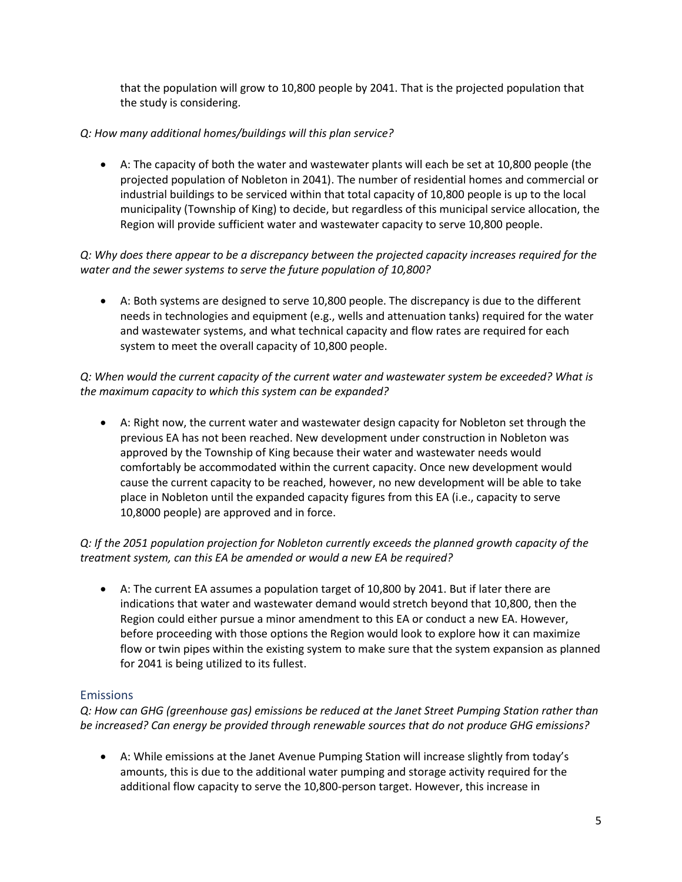that the population will grow to 10,800 people by 2041. That is the projected population that the study is considering.

*Q: How many additional homes/buildings will this plan service?*

- A: The capacity of both the water and wastewater plants will each be set at 10,800 people (the projected population of Nobleton in 2041). The number of residential homes and commercial or industrial buildings to be serviced within that total capacity of 10,800 people is up to the local municipality (Township of King) to decide, but regardless of this municipal service allocation, the Region will provide sufficient water and wastewater capacity to serve 10,800 people.

*Q: Why does there appear to be a discrepancy between the projected capacity increases required for the water and the sewer systems to serve the future population of 10,800?*

- A: Both systems are designed to serve 10,800 people. The discrepancy is due to the different needs in technologies and equipment (e.g., wells and attenuation tanks) required for the water and wastewater systems, and what technical capacity and flow rates are required for each system to meet the overall capacity of 10,800 people.

*Q: When would the current capacity of the current water and wastewater system be exceeded? What is the maximum capacity to which this system can be expanded?*

- A: Right now, the current water and wastewater design capacity for Nobleton set through the previous EA has not been reached. New development under construction in Nobleton was approved by the Township of King because their water and wastewater needs would comfortably be accommodated within the current capacity. Once new development would cause the current capacity to be reached, however, no new development will be able to take place in Nobleton until the expanded capacity figures from this EA (i.e., capacity to serve 10,8000 people) are approved and in force.

*Q: If the 2051 population projection for Nobleton currently exceeds the planned growth capacity of the treatment system, can this EA be amended or would a new EA be required?*

- A: The current EA assumes a population target of 10,800 by 2041. But if later there are indications that water and wastewater demand would stretch beyond that 10,800, then the Region could either pursue a minor amendment to this EA or conduct a new EA. However, before proceeding with those options the Region would look to explore how it can maximize flow or twin pipes within the existing system to make sure that the system expansion as planned for 2041 is being utilized to its fullest.

## Emissions

*Q: How can GHG (greenhouse gas) emissions be reduced at the Janet Street Pumping Station rather than be increased? Can energy be provided through renewable sources that do not produce GHG emissions?*

- A: While emissions at the Janet Avenue Pumping Station will increase slightly from today's amounts, this is due to the additional water pumping and storage activity required for the additional flow capacity to serve the 10,800-person target. However, this increase in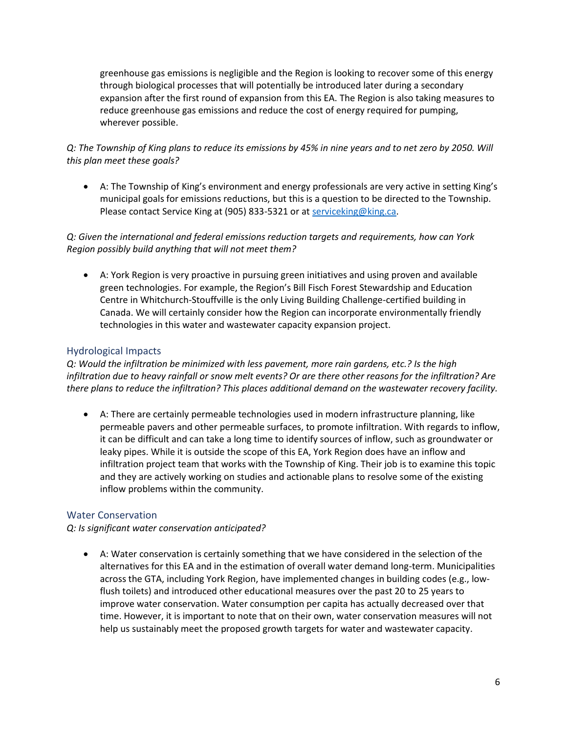greenhouse gas emissions is negligible and the Region is looking to recover some of this energy through biological processes that will potentially be introduced later during a secondary expansion after the first round of expansion from this EA. The Region is also taking measures to reduce greenhouse gas emissions and reduce the cost of energy required for pumping, wherever possible.

*Q: The Township of King plans to reduce its emissions by 45% in nine years and to net zero by 2050. Will this plan meet these goals?*

- A: The Township of King's environment and energy professionals are very active in setting King's municipal goals for emissions reductions, but this is a question to be directed to the Township. Please contact Service King at (905) 833-5321 or at [serviceking@king.ca](mailto:serviceking@king.ca).

*Q: Given the international and federal emissions reduction targets and requirements, how can York Region possibly build anything that will not meet them?*

- A: York Region is very proactive in pursuing green initiatives and using proven and available green technologies. For example, the Region's Bill Fisch Forest Stewardship and Education Centre in Whitchurch-Stouffville is the only Living Building Challenge-certified building in Canada. We will certainly consider how the Region can incorporate environmentally friendly technologies in this water and wastewater capacity expansion project.

### Hydrological Impacts

*Q: Would the infiltration be minimized with less pavement, more rain gardens, etc.? Is the high infiltration due to heavy rainfall or snow melt events? Or are there other reasons for the infiltration? Are there plans to reduce the infiltration? This places additional demand on the wastewater recovery facility.*

- A: There are certainly permeable technologies used in modern infrastructure planning, like permeable pavers and other permeable surfaces, to promote infiltration. With regards to inflow, it can be difficult and can take a long time to identify sources of inflow, such as groundwater or leaky pipes. While it is outside the scope of this EA, York Region does have an inflow and infiltration project team that works with the Township of King. Their job is to examine this topic and they are actively working on studies and actionable plans to resolve some of the existing inflow problems within the community.

### Water Conservation

*Q: Is significant water conservation anticipated?*

- A: Water conservation is certainly something that we have considered in the selection of the alternatives for this EA and in the estimation of overall water demand long-term. Municipalities across the GTA, including York Region, have implemented changes in building codes (e.g., low-flush toilets) and introduced other educational measures over the past 20 to 25 years to improve water conservation. Water consumption per capita has actually decreased over that time. However, it is important to note that on their own, water conservation measures will not help us sustainably meet the proposed growth targets for water and wastewater capacity.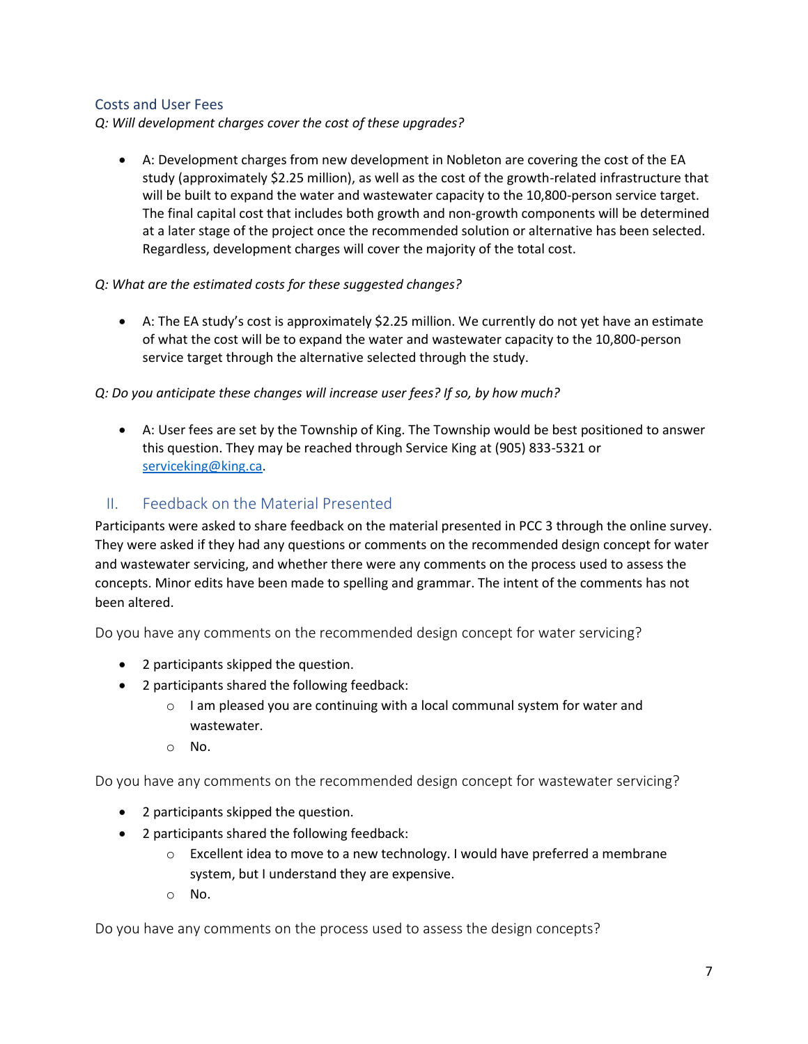### Costs and User Fees

*Q: Will development charges cover the cost of these upgrades?*

- A: Development charges from new development in Nobleton are covering the cost of the EA study (approximately $2.25 million), as well as the cost of the growth-related infrastructure that will be built to expand the water and wastewater capacity to the 10,800-person service target. The final capital cost that includes both growth and non-growth components will be determined at a later stage of the project once the recommended solution or alternative has been selected. Regardless, development charges will cover the majority of the total cost.

*Q: What are the estimated costs for these suggested changes?*

- A: The EA study's cost is approximately $2.25 million. We currently do not yet have an estimate of what the cost will be to expand the water and wastewater capacity to the 10,800-person service target through the alternative selected through the study.

*Q: Do you anticipate these changes will increase user fees? If so, by how much?*

- A: User fees are set by the Township of King. The Township would be best positioned to answer this question. They may be reached through Service King at (905) 833-5321 or serviceking@king.ca.

## II. Feedback on the Material Presented

Participants were asked to share feedback on the material presented in PCC 3 through the online survey. They were asked if they had any questions or comments on the recommended design concept for water and wastewater servicing, and whether there were any comments on the process used to assess the concepts. Minor edits have been made to spelling and grammar. The intent of the comments has not been altered.

### Do you have any comments on the recommended design concept for water servicing?

- 2 participants skipped the question.
- 2 participants shared the following feedback:
  - I am pleased you are continuing with a local communal system for water and wastewater.
  - No.

### Do you have any comments on the recommended design concept for wastewater servicing?

- 2 participants skipped the question.
- 2 participants shared the following feedback:
  - Excellent idea to move to a new technology. I would have preferred a membrane system, but I understand they are expensive.
  - No.

### Do you have any comments on the process used to assess the design concepts?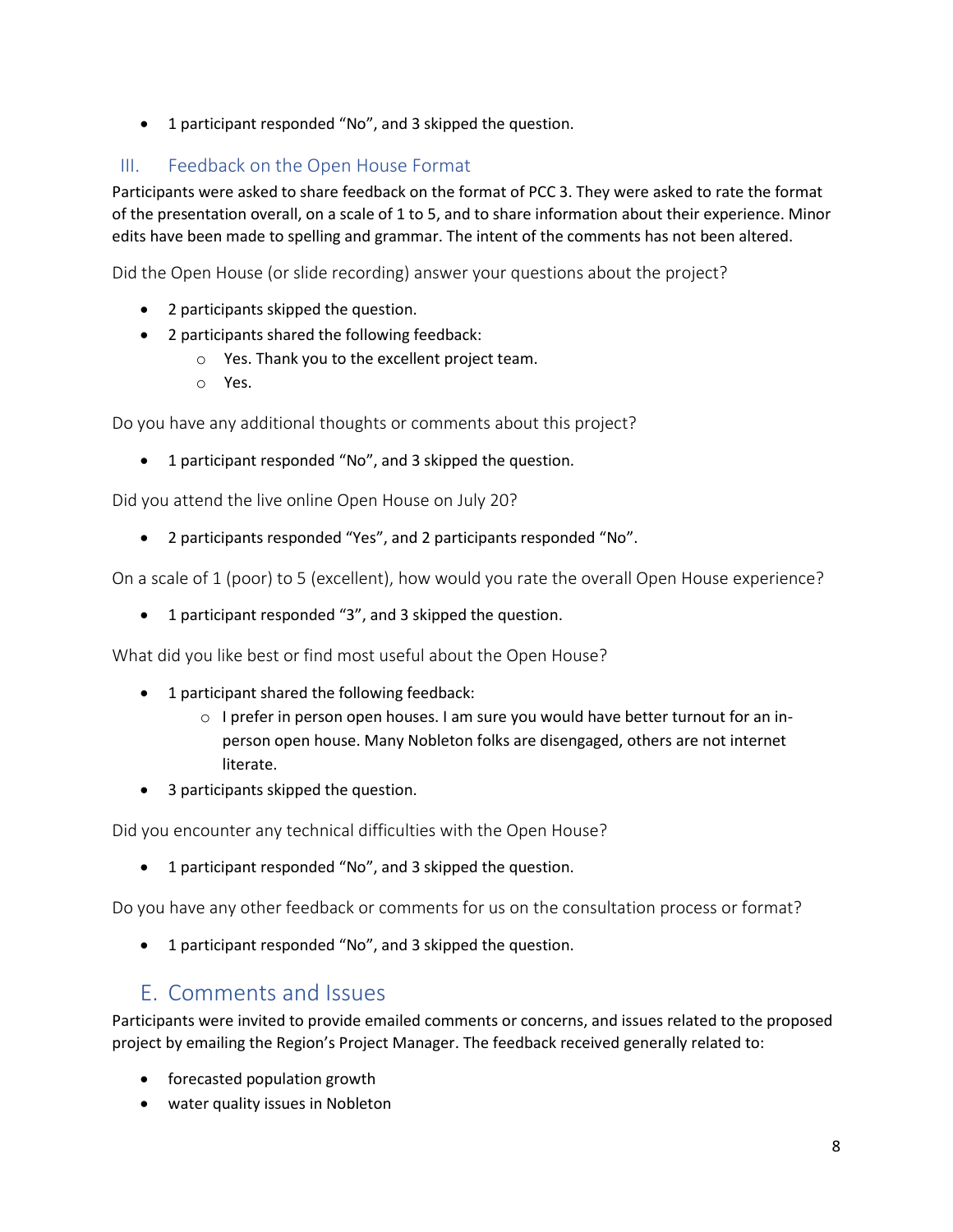- 1 participant responded “No”, and 3 skipped the question.

### III. Feedback on the Open House Format

Participants were asked to share feedback on the format of PCC 3. They were asked to rate the format of the presentation overall, on a scale of 1 to 5, and to share information about their experience. Minor edits have been made to spelling and grammar. The intent of the comments has not been altered.

Did the Open House (or slide recording) answer your questions about the project?

- 2 participants skipped the question.
- 2 participants shared the following feedback:
  - Yes. Thank you to the excellent project team.
  - Yes.

Do you have any additional thoughts or comments about this project?

- 1 participant responded “No”, and 3 skipped the question.

Did you attend the live online Open House on July 20?

- 2 participants responded “Yes”, and 2 participants responded “No”.

On a scale of 1 (poor) to 5 (excellent), how would you rate the overall Open House experience?

- 1 participant responded “3”, and 3 skipped the question.

What did you like best or find most useful about the Open House?

- 1 participant shared the following feedback:
  - I prefer in person open houses. I am sure you would have better turnout for an in-person open house. Many Nobleton folks are disengaged, others are not internet literate.
- 3 participants skipped the question.

Did you encounter any technical difficulties with the Open House?

- 1 participant responded “No”, and 3 skipped the question.

Do you have any other feedback or comments for us on the consultation process or format?

- 1 participant responded “No”, and 3 skipped the question.

## E. Comments and Issues

Participants were invited to provide emailed comments or concerns, and issues related to the proposed project by emailing the Region’s Project Manager. The feedback received generally related to:

- forecasted population growth
- water quality issues in Nobleton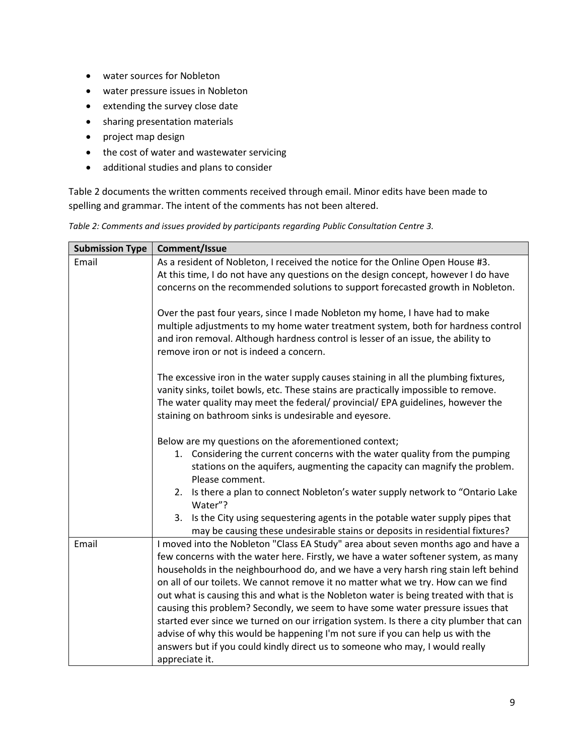- water sources for Nobleton
- water pressure issues in Nobleton
- extending the survey close date
- sharing presentation materials
- project map design
- the cost of water and wastewater servicing
- additional studies and plans to consider

Table 2 documents the written comments received through email. Minor edits have been made to spelling and grammar. The intent of the comments has not been altered.

*Table 2: Comments and issues provided by participants regarding Public Consultation Centre 3.*

| Submission Type | Comment/Issue |
|---|---|
| Email | As a resident of Nobleton, I received the notice for the Online Open House #3. At this time, I do not have any questions on the design concept, however I do have concerns on the recommended solutions to support forecasted growth in Nobleton.<br><br>Over the past four years, since I made Nobleton my home, I have had to make multiple adjustments to my home water treatment system, both for hardness control and iron removal. Although hardness control is lesser of an issue, the ability to remove iron or not is indeed a concern.<br><br>The excessive iron in the water supply causes staining in all the plumbing fixtures, vanity sinks, toilet bowls, etc. These stains are practically impossible to remove. The water quality may meet the federal/ provincial/ EPA guidelines, however the staining on bathroom sinks is undesirable and eyesore.<br><br>Below are my questions on the aforementioned context;<br>1. Considering the current concerns with the water quality from the pumping stations on the aquifers, augmenting the capacity can magnify the problem. Please comment.<br>2. Is there a plan to connect Nobleton's water supply network to "Ontario Lake Water"?<br>3. Is the City using sequestering agents in the potable water supply pipes that may be causing these undesirable stains or deposits in residential fixtures? |
| Email | I moved into the Nobleton "Class EA Study" area about seven months ago and have a few concerns with the water here. Firstly, we have a water softener system, as many households in the neighbourhood do, and we have a very harsh ring stain left behind on all of our toilets. We cannot remove it no matter what we try. How can we find out what is causing this and what is the Nobleton water is being treated with that is causing this problem? Secondly, we seem to have some water pressure issues that started ever since we turned on our irrigation system. Is there a city plumber that can advise of why this would be happening I'm not sure if you can help us with the answers but if you could kindly direct us to someone who may, I would really appreciate it. |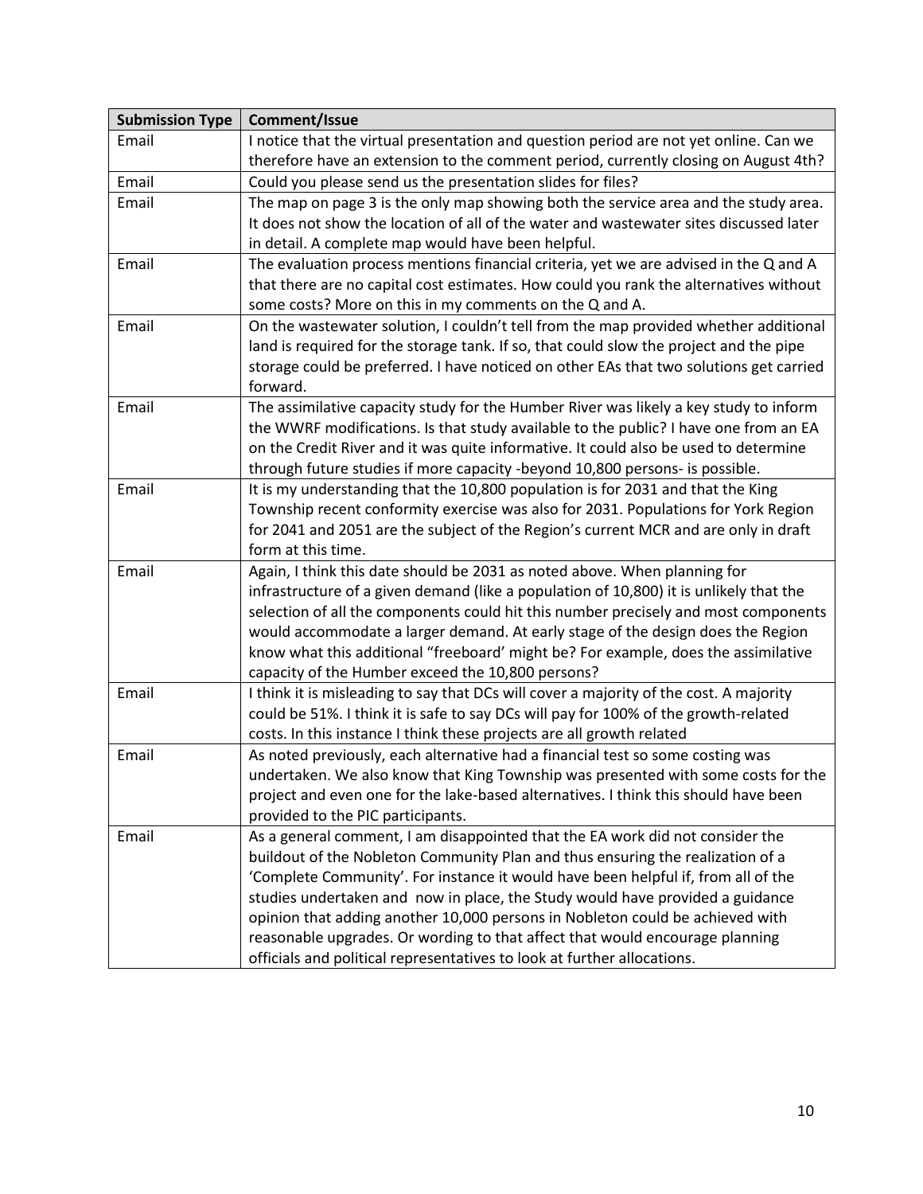| Submission Type | Comment/Issue |
| --- | --- |
| Email | I notice that the virtual presentation and question period are not yet online. Can we therefore have an extension to the comment period, currently closing on August 4th? |
| Email | Could you please send us the presentation slides for files? |
| Email | The map on page 3 is the only map showing both the service area and the study area. It does not show the location of all of the water and wastewater sites discussed later in detail. A complete map would have been helpful. |
| Email | The evaluation process mentions financial criteria, yet we are advised in the Q and A that there are no capital cost estimates. How could you rank the alternatives without some costs? More on this in my comments on the Q and A. |
| Email | On the wastewater solution, I couldn't tell from the map provided whether additional land is required for the storage tank. If so, that could slow the project and the pipe storage could be preferred. I have noticed on other EAs that two solutions get carried forward. |
| Email | The assimilative capacity study for the Humber River was likely a key study to inform the WWRF modifications. Is that study available to the public? I have one from an EA on the Credit River and it was quite informative. It could also be used to determine through future studies if more capacity -beyond 10,800 persons- is possible. |
| Email | It is my understanding that the 10,800 population is for 2031 and that the King Township recent conformity exercise was also for 2031. Populations for York Region for 2041 and 2051 are the subject of the Region's current MCR and are only in draft form at this time. |
| Email | Again, I think this date should be 2031 as noted above. When planning for infrastructure of a given demand (like a population of 10,800) it is unlikely that the selection of all the components could hit this number precisely and most components would accommodate a larger demand. At early stage of the design does the Region know what this additional "freeboard' might be? For example, does the assimilative capacity of the Humber exceed the 10,800 persons? |
| Email | I think it is misleading to say that DCs will cover a majority of the cost. A majority could be 51%. I think it is safe to say DCs will pay for 100% of the growth-related costs. In this instance I think these projects are all growth related |
| Email | As noted previously, each alternative had a financial test so some costing was undertaken. We also know that King Township was presented with some costs for the project and even one for the lake-based alternatives. I think this should have been provided to the PIC participants. |
| Email | As a general comment, I am disappointed that the EA work did not consider the buildout of the Nobleton Community Plan and thus ensuring the realization of a 'Complete Community'. For instance it would have been helpful if, from all of the studies undertaken and now in place, the Study would have provided a guidance opinion that adding another 10,000 persons in Nobleton could be achieved with reasonable upgrades. Or wording to that affect that would encourage planning officials and political representatives to look at further allocations. |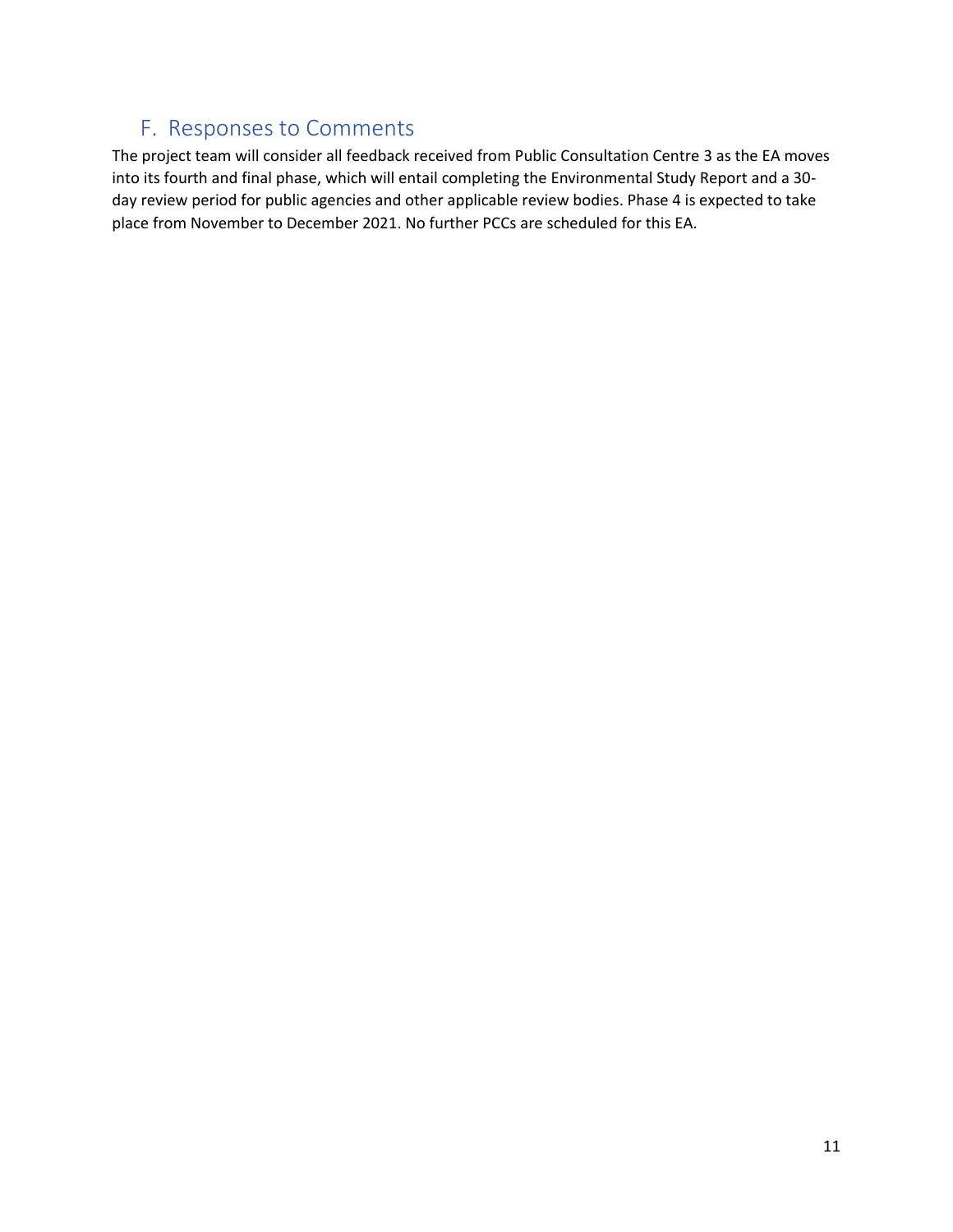## F. Responses to Comments

The project team will consider all feedback received from Public Consultation Centre 3 as the EA moves into its fourth and final phase, which will entail completing the Environmental Study Report and a 30-day review period for public agencies and other applicable review bodies. Phase 4 is expected to take place from November to December 2021. No further PCCs are scheduled for this EA.